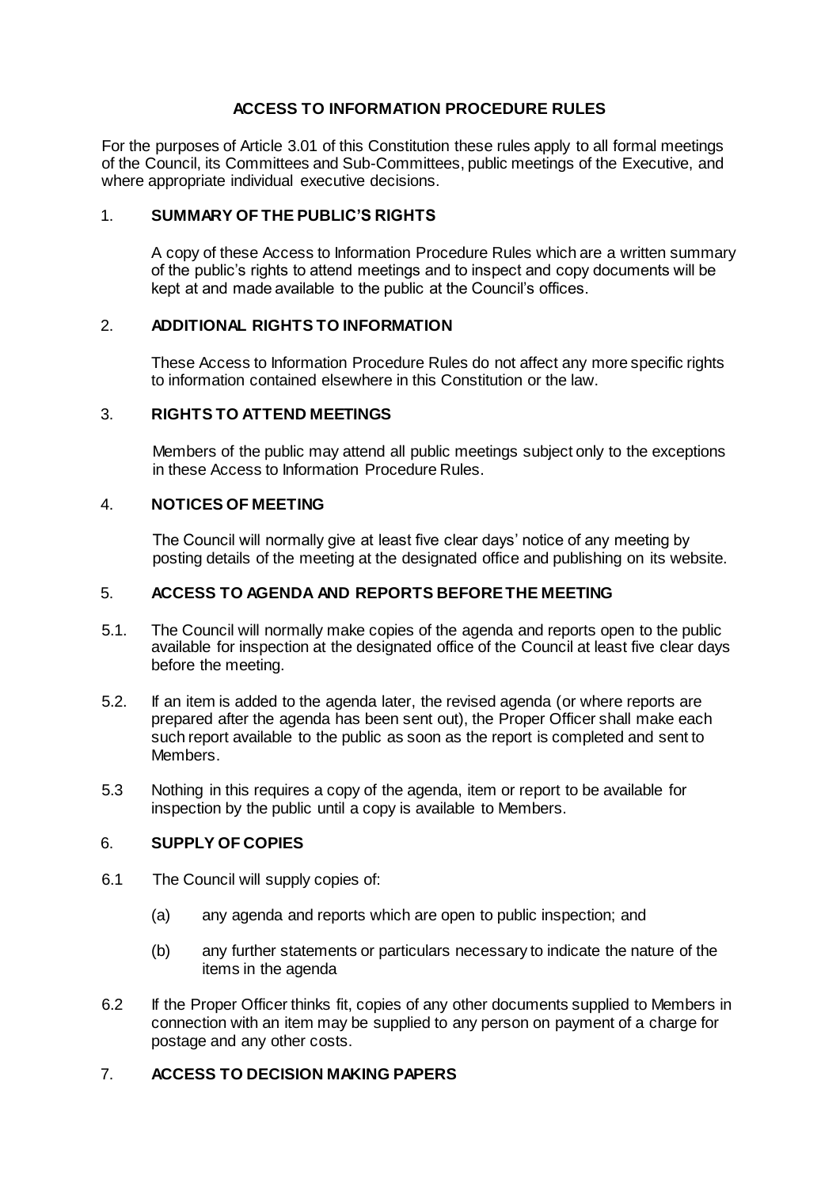# ACCESS TO INFORMATION PROCEDURE RULES

For the purposes of Article 3.01 of this Constitution these rules apply to all formal meetings of the Council, its Committees and Sub-Committees, public meetings of the Executive, and where appropriate individual executive decisions.

## 1. SUMMARY OF THE PUBLIC'S RIGHTS

A copy of these Access to Information Procedure Rules which are a written summary of the public's rights to attend meetings and to inspect and copy documents will be kept at and made available to the public at the Council's offices.

## 2. ADDITIONAL RIGHTS TO INFORMATION

These Access to Information Procedure Rules do not affect any more specific rights to information contained elsewhere in this Constitution or the law.

## 3. RIGHTS TO ATTEND MEETINGS

Members of the public may attend all public meetings subject only to the exceptions in these Access to Information Procedure Rules.

## 4. NOTICES OF MEETING

The Council will normally give at least five clear days' notice of any meeting by posting details of the meeting at the designated office and publishing on its website.

## 5. ACCESS TO AGENDA AND REPORTS BEFORE THE MEETING

5.1. The Council will normally make copies of the agenda and reports open to the public available for inspection at the designated office of the Council at least five clear days before the meeting.

5.2. If an item is added to the agenda later, the revised agenda (or where reports are prepared after the agenda has been sent out), the Proper Officer shall make each such report available to the public as soon as the report is completed and sent to Members.

5.3 Nothing in this requires a copy of the agenda, item or report to be available for inspection by the public until a copy is available to Members.

## 6. SUPPLY OF COPIES

6.1 The Council will supply copies of:

(a) any agenda and reports which are open to public inspection; and

(b) any further statements or particulars necessary to indicate the nature of the items in the agenda

6.2 If the Proper Officer thinks fit, copies of any other documents supplied to Members in connection with an item may be supplied to any person on payment of a charge for postage and any other costs.

## 7. ACCESS TO DECISION MAKING PAPERS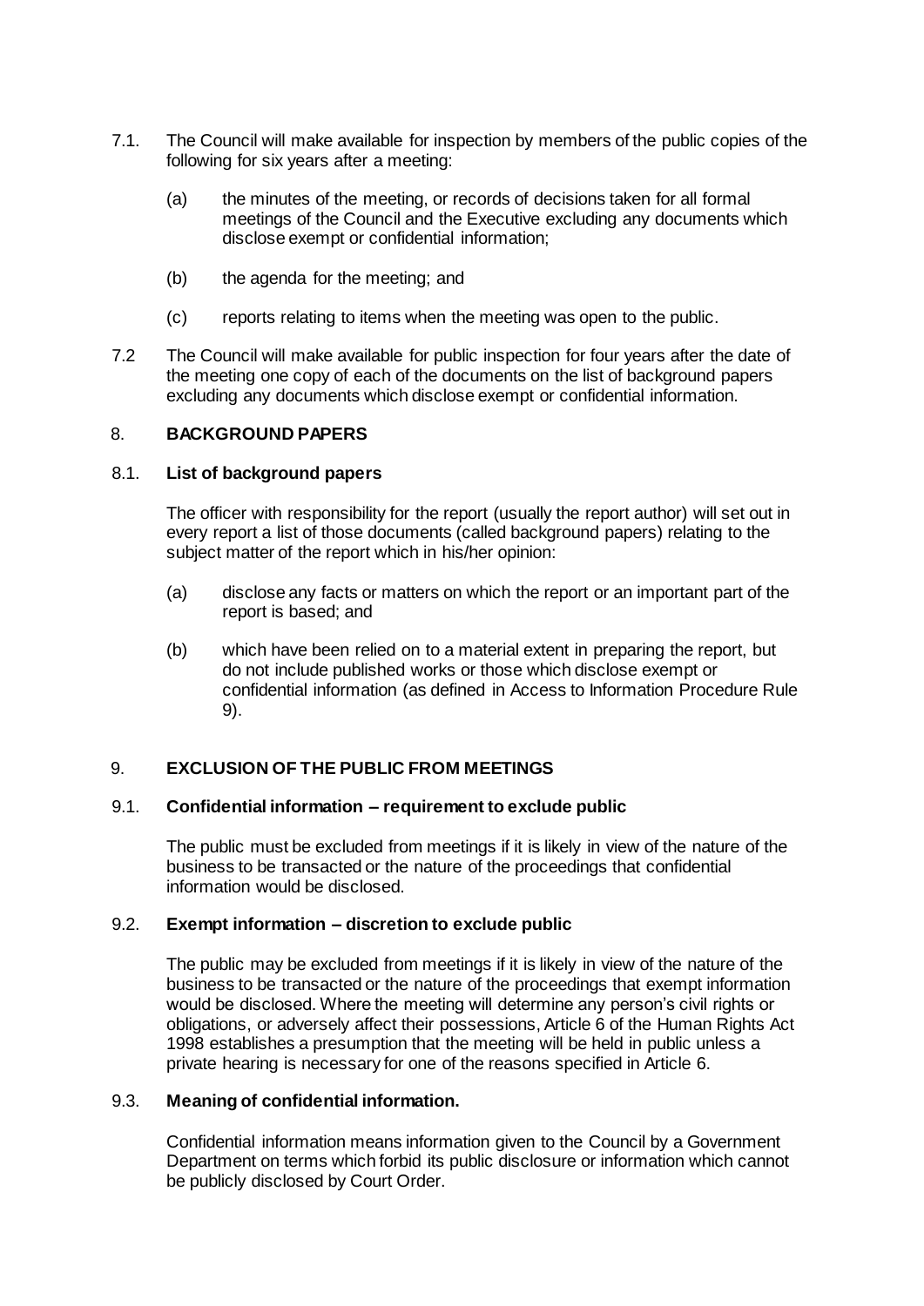7.1. The Council will make available for inspection by members of the public copies of the following for six years after a meeting:

(a) the minutes of the meeting, or records of decisions taken for all formal meetings of the Council and the Executive excluding any documents which disclose exempt or confidential information;

(b) the agenda for the meeting; and

(c) reports relating to items when the meeting was open to the public.

7.2 The Council will make available for public inspection for four years after the date of the meeting one copy of each of the documents on the list of background papers excluding any documents which disclose exempt or confidential information.

## 8. BACKGROUND PAPERS

### 8.1. List of background papers

The officer with responsibility for the report (usually the report author) will set out in every report a list of those documents (called background papers) relating to the subject matter of the report which in his/her opinion:

(a) disclose any facts or matters on which the report or an important part of the report is based; and

(b) which have been relied on to a material extent in preparing the report, but do not include published works or those which disclose exempt or confidential information (as defined in Access to Information Procedure Rule 9).

## 9. EXCLUSION OF THE PUBLIC FROM MEETINGS

### 9.1. Confidential information – requirement to exclude public

The public must be excluded from meetings if it is likely in view of the nature of the business to be transacted or the nature of the proceedings that confidential information would be disclosed.

### 9.2. Exempt information – discretion to exclude public

The public may be excluded from meetings if it is likely in view of the nature of the business to be transacted or the nature of the proceedings that exempt information would be disclosed. Where the meeting will determine any person's civil rights or obligations, or adversely affect their possessions, Article 6 of the Human Rights Act 1998 establishes a presumption that the meeting will be held in public unless a private hearing is necessary for one of the reasons specified in Article 6.

### 9.3. Meaning of confidential information.

Confidential information means information given to the Council by a Government Department on terms which forbid its public disclosure or information which cannot be publicly disclosed by Court Order.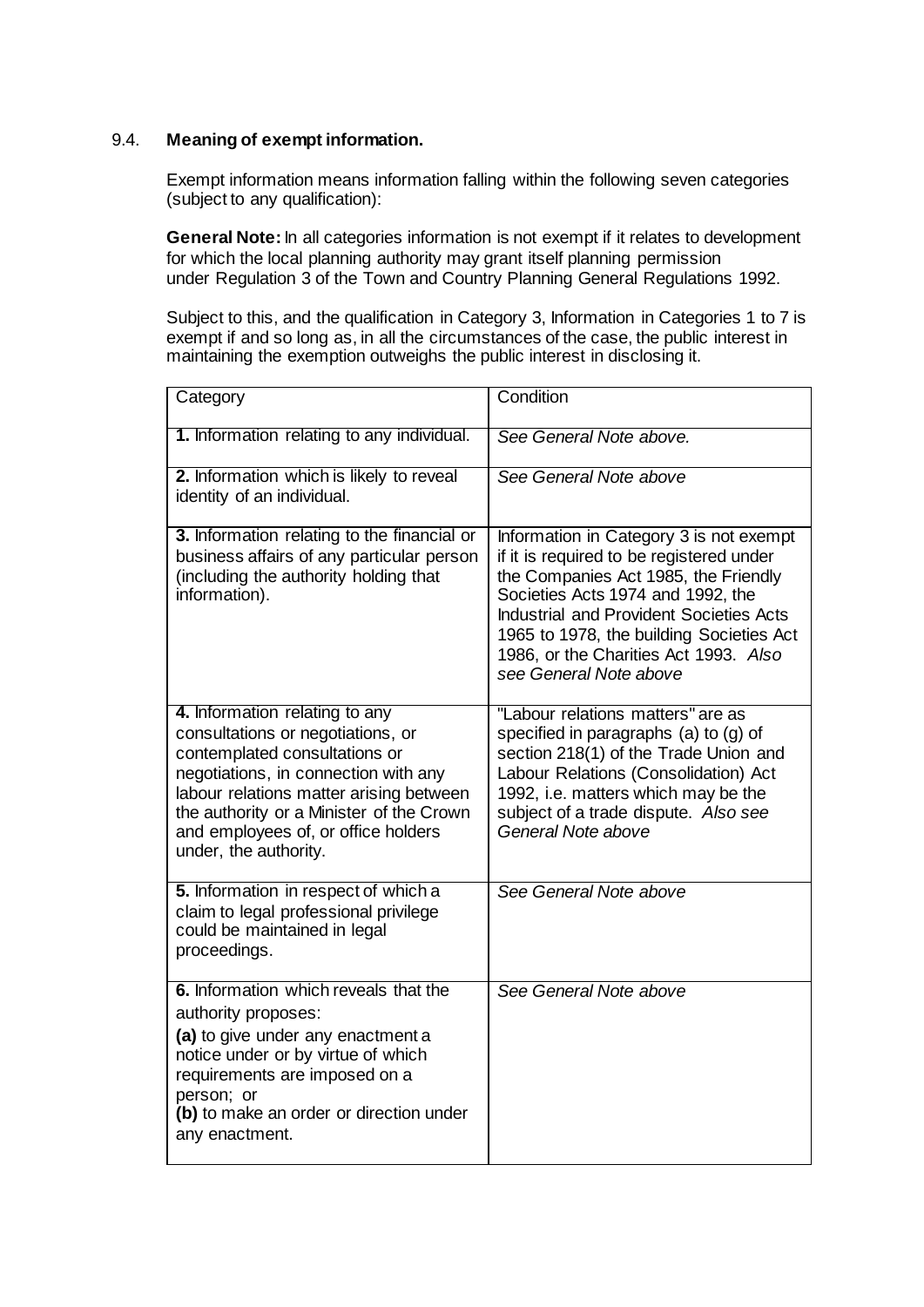### 9.4. **Meaning of exempt information.**

Exempt information means information falling within the following seven categories (subject to any qualification):

**General Note:** In all categories information is not exempt if it relates to development for which the local planning authority may grant itself planning permission under Regulation 3 of the Town and Country Planning General Regulations 1992.

Subject to this, and the qualification in Category 3, Information in Categories 1 to 7 is exempt if and so long as, in all the circumstances of the case, the public interest in maintaining the exemption outweighs the public interest in disclosing it.

| Category | Condition |
|---|---|
| **1.** Information relating to any individual. | *See General Note above.* |
| **2.** Information which is likely to reveal identity of an individual. | *See General Note above* |
| **3.** Information relating to the financial or business affairs of any particular person (including the authority holding that information). | Information in Category 3 is not exempt if it is required to be registered under the Companies Act 1985, the Friendly Societies Acts 1974 and 1992, the Industrial and Provident Societies Acts 1965 to 1978, the building Societies Act 1986, or the Charities Act 1993. *Also see General Note above* |
| **4.** Information relating to any consultations or negotiations, or contemplated consultations or negotiations, in connection with any labour relations matter arising between the authority or a Minister of the Crown and employees of, or office holders under, the authority. | "Labour relations matters" are as specified in paragraphs (a) to (g) of section 218(1) of the Trade Union and Labour Relations (Consolidation) Act 1992, i.e. matters which may be the subject of a trade dispute. *Also see General Note above* |
| **5.** Information in respect of which a claim to legal professional privilege could be maintained in legal proceedings. | *See General Note above* |
| **6.** Information which reveals that the authority proposes: **(a)** to give under any enactment a notice under or by virtue of which requirements are imposed on a person; or **(b)** to make an order or direction under any enactment. | *See General Note above* |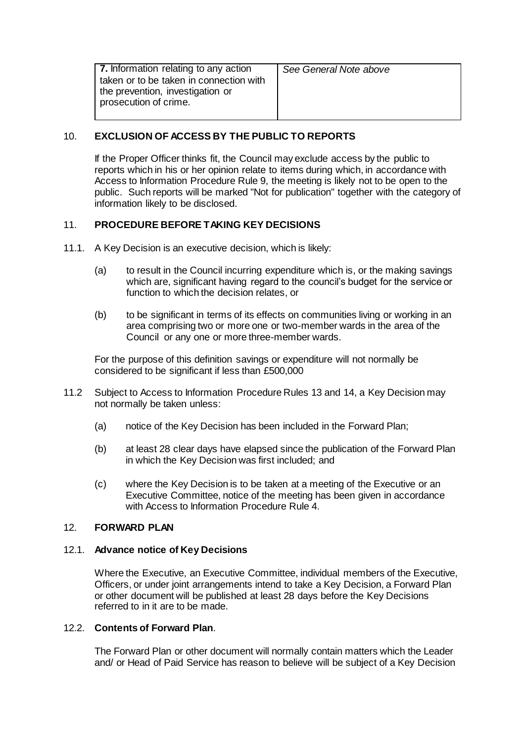| **7.** Information relating to any action taken or to be taken in connection with the prevention, investigation or prosecution of crime. | *See General Note above* |
|---|---|

## 10. EXCLUSION OF ACCESS BY THE PUBLIC TO REPORTS

If the Proper Officer thinks fit, the Council may exclude access by the public to reports which in his or her opinion relate to items during which, in accordance with Access to Information Procedure Rule 9, the meeting is likely not to be open to the public. Such reports will be marked "Not for publication" together with the category of information likely to be disclosed.

## 11. PROCEDURE BEFORE TAKING KEY DECISIONS

11.1. A Key Decision is an executive decision, which is likely:

(a) to result in the Council incurring expenditure which is, or the making savings which are, significant having regard to the council's budget for the service or function to which the decision relates, or

(b) to be significant in terms of its effects on communities living or working in an area comprising two or more one or two-member wards in the area of the Council or any one or more three-member wards.

For the purpose of this definition savings or expenditure will not normally be considered to be significant if less than £500,000

11.2 Subject to Access to Information Procedure Rules 13 and 14, a Key Decision may not normally be taken unless:

(a) notice of the Key Decision has been included in the Forward Plan;

(b) at least 28 clear days have elapsed since the publication of the Forward Plan in which the Key Decision was first included; and

(c) where the Key Decision is to be taken at a meeting of the Executive or an Executive Committee, notice of the meeting has been given in accordance with Access to Information Procedure Rule 4.

## 12. FORWARD PLAN

### 12.1. Advance notice of Key Decisions

Where the Executive, an Executive Committee, individual members of the Executive, Officers, or under joint arrangements intend to take a Key Decision, a Forward Plan or other document will be published at least 28 days before the Key Decisions referred to in it are to be made.

### 12.2. Contents of Forward Plan.

The Forward Plan or other document will normally contain matters which the Leader and/ or Head of Paid Service has reason to believe will be subject of a Key Decision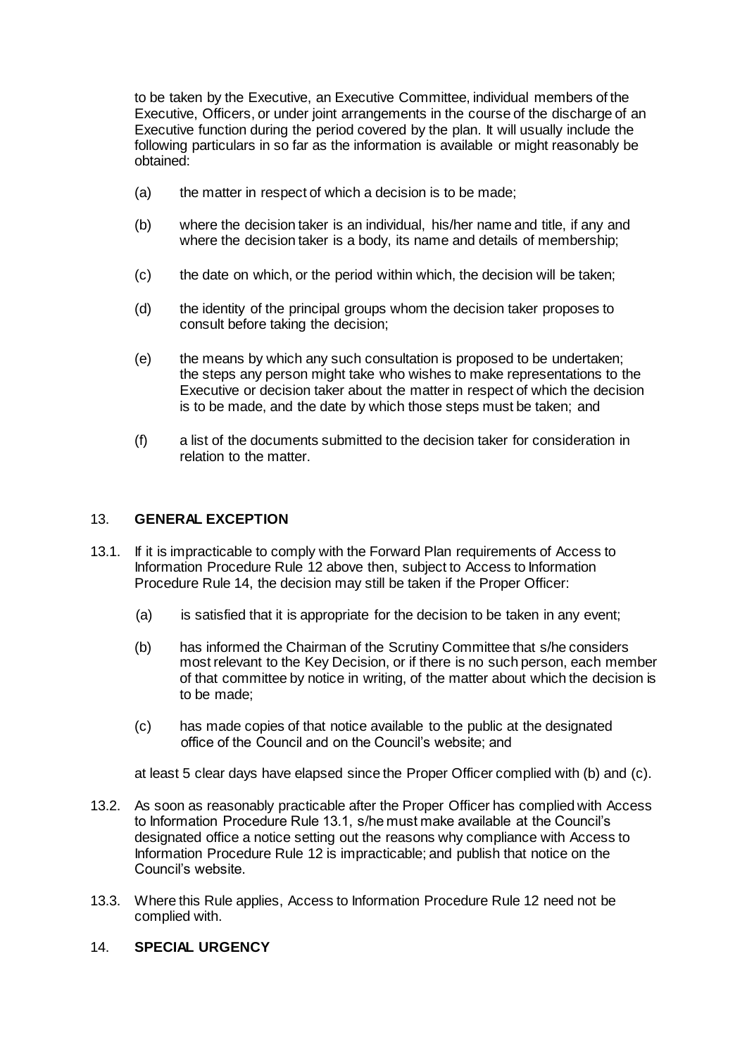to be taken by the Executive, an Executive Committee, individual members of the Executive, Officers, or under joint arrangements in the course of the discharge of an Executive function during the period covered by the plan. It will usually include the following particulars in so far as the information is available or might reasonably be obtained:

(a) the matter in respect of which a decision is to be made;

(b) where the decision taker is an individual, his/her name and title, if any and where the decision taker is a body, its name and details of membership;

(c) the date on which, or the period within which, the decision will be taken;

(d) the identity of the principal groups whom the decision taker proposes to consult before taking the decision;

(e) the means by which any such consultation is proposed to be undertaken; the steps any person might take who wishes to make representations to the Executive or decision taker about the matter in respect of which the decision is to be made, and the date by which those steps must be taken; and

(f) a list of the documents submitted to the decision taker for consideration in relation to the matter.

## 13. GENERAL EXCEPTION

13.1. If it is impracticable to comply with the Forward Plan requirements of Access to Information Procedure Rule 12 above then, subject to Access to Information Procedure Rule 14, the decision may still be taken if the Proper Officer:

(a) is satisfied that it is appropriate for the decision to be taken in any event;

(b) has informed the Chairman of the Scrutiny Committee that s/he considers most relevant to the Key Decision, or if there is no such person, each member of that committee by notice in writing, of the matter about which the decision is to be made;

(c) has made copies of that notice available to the public at the designated office of the Council and on the Council's website; and

at least 5 clear days have elapsed since the Proper Officer complied with (b) and (c).

13.2. As soon as reasonably practicable after the Proper Officer has complied with Access to Information Procedure Rule 13.1, s/he must make available at the Council's designated office a notice setting out the reasons why compliance with Access to Information Procedure Rule 12 is impracticable; and publish that notice on the Council's website.

13.3. Where this Rule applies, Access to Information Procedure Rule 12 need not be complied with.

## 14. SPECIAL URGENCY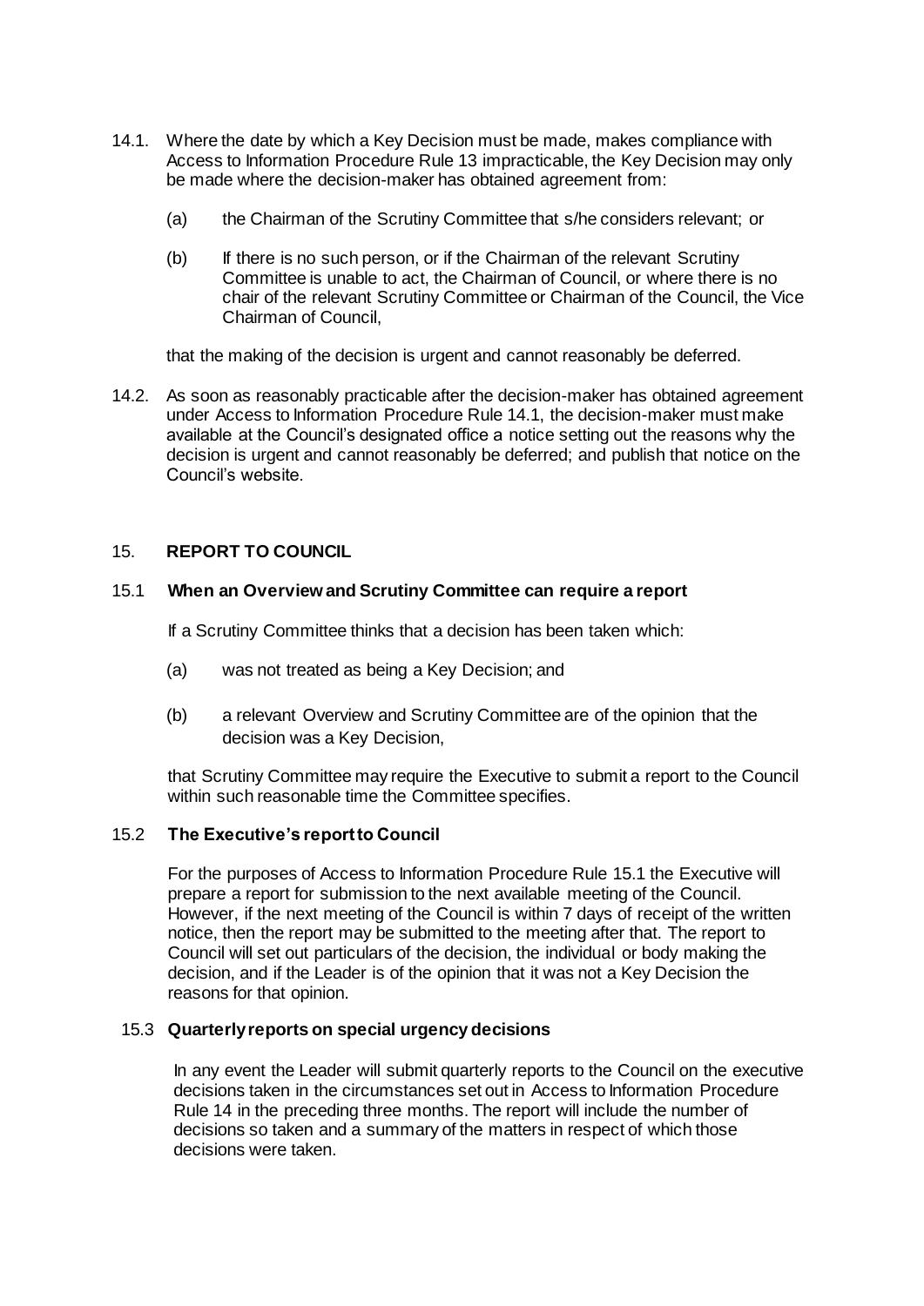14.1. Where the date by which a Key Decision must be made, makes compliance with Access to Information Procedure Rule 13 impracticable, the Key Decision may only be made where the decision-maker has obtained agreement from:

(a) the Chairman of the Scrutiny Committee that s/he considers relevant; or

(b) If there is no such person, or if the Chairman of the relevant Scrutiny Committee is unable to act, the Chairman of Council, or where there is no chair of the relevant Scrutiny Committee or Chairman of the Council, the Vice Chairman of Council,

that the making of the decision is urgent and cannot reasonably be deferred.

14.2. As soon as reasonably practicable after the decision-maker has obtained agreement under Access to Information Procedure Rule 14.1, the decision-maker must make available at the Council's designated office a notice setting out the reasons why the decision is urgent and cannot reasonably be deferred; and publish that notice on the Council's website.

## 15. REPORT TO COUNCIL

### 15.1 When an Overview and Scrutiny Committee can require a report

If a Scrutiny Committee thinks that a decision has been taken which:

(a) was not treated as being a Key Decision; and

(b) a relevant Overview and Scrutiny Committee are of the opinion that the decision was a Key Decision,

that Scrutiny Committee may require the Executive to submit a report to the Council within such reasonable time the Committee specifies.

### 15.2 The Executive's report to Council

For the purposes of Access to Information Procedure Rule 15.1 the Executive will prepare a report for submission to the next available meeting of the Council. However, if the next meeting of the Council is within 7 days of receipt of the written notice, then the report may be submitted to the meeting after that. The report to Council will set out particulars of the decision, the individual or body making the decision, and if the Leader is of the opinion that it was not a Key Decision the reasons for that opinion.

### 15.3 Quarterly reports on special urgency decisions

In any event the Leader will submit quarterly reports to the Council on the executive decisions taken in the circumstances set out in Access to Information Procedure Rule 14 in the preceding three months. The report will include the number of decisions so taken and a summary of the matters in respect of which those decisions were taken.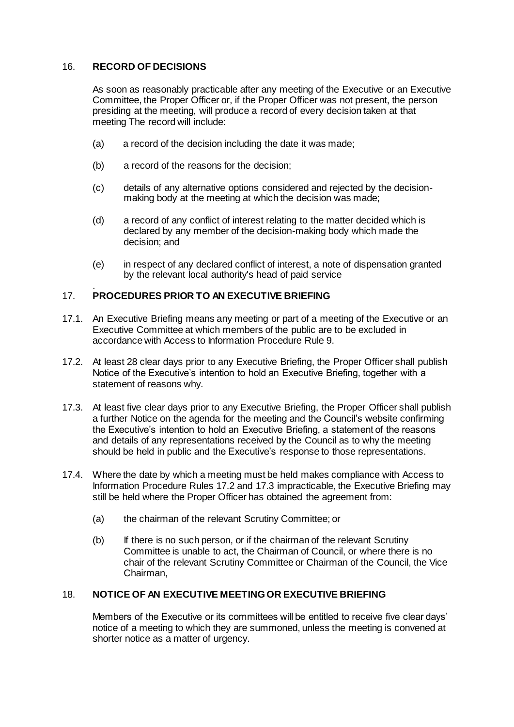## 16. RECORD OF DECISIONS

As soon as reasonably practicable after any meeting of the Executive or an Executive Committee, the Proper Officer or, if the Proper Officer was not present, the person presiding at the meeting, will produce a record of every decision taken at that meeting The record will include:

(a) a record of the decision including the date it was made;

(b) a record of the reasons for the decision;

(c) details of any alternative options considered and rejected by the decision-making body at the meeting at which the decision was made;

(d) a record of any conflict of interest relating to the matter decided which is declared by any member of the decision-making body which made the decision; and

(e) in respect of any declared conflict of interest, a note of dispensation granted by the relevant local authority's head of paid service

.

## 17. PROCEDURES PRIOR TO AN EXECUTIVE BRIEFING

17.1. An Executive Briefing means any meeting or part of a meeting of the Executive or an Executive Committee at which members of the public are to be excluded in accordance with Access to Information Procedure Rule 9.

17.2. At least 28 clear days prior to any Executive Briefing, the Proper Officer shall publish Notice of the Executive's intention to hold an Executive Briefing, together with a statement of reasons why.

17.3. At least five clear days prior to any Executive Briefing, the Proper Officer shall publish a further Notice on the agenda for the meeting and the Council's website confirming the Executive's intention to hold an Executive Briefing, a statement of the reasons and details of any representations received by the Council as to why the meeting should be held in public and the Executive's response to those representations.

17.4. Where the date by which a meeting must be held makes compliance with Access to Information Procedure Rules 17.2 and 17.3 impracticable, the Executive Briefing may still be held where the Proper Officer has obtained the agreement from:

(a) the chairman of the relevant Scrutiny Committee; or

(b) If there is no such person, or if the chairman of the relevant Scrutiny Committee is unable to act, the Chairman of Council, or where there is no chair of the relevant Scrutiny Committee or Chairman of the Council, the Vice Chairman,

## 18. NOTICE OF AN EXECUTIVE MEETING OR EXECUTIVE BRIEFING

Members of the Executive or its committees will be entitled to receive five clear days' notice of a meeting to which they are summoned, unless the meeting is convened at shorter notice as a matter of urgency.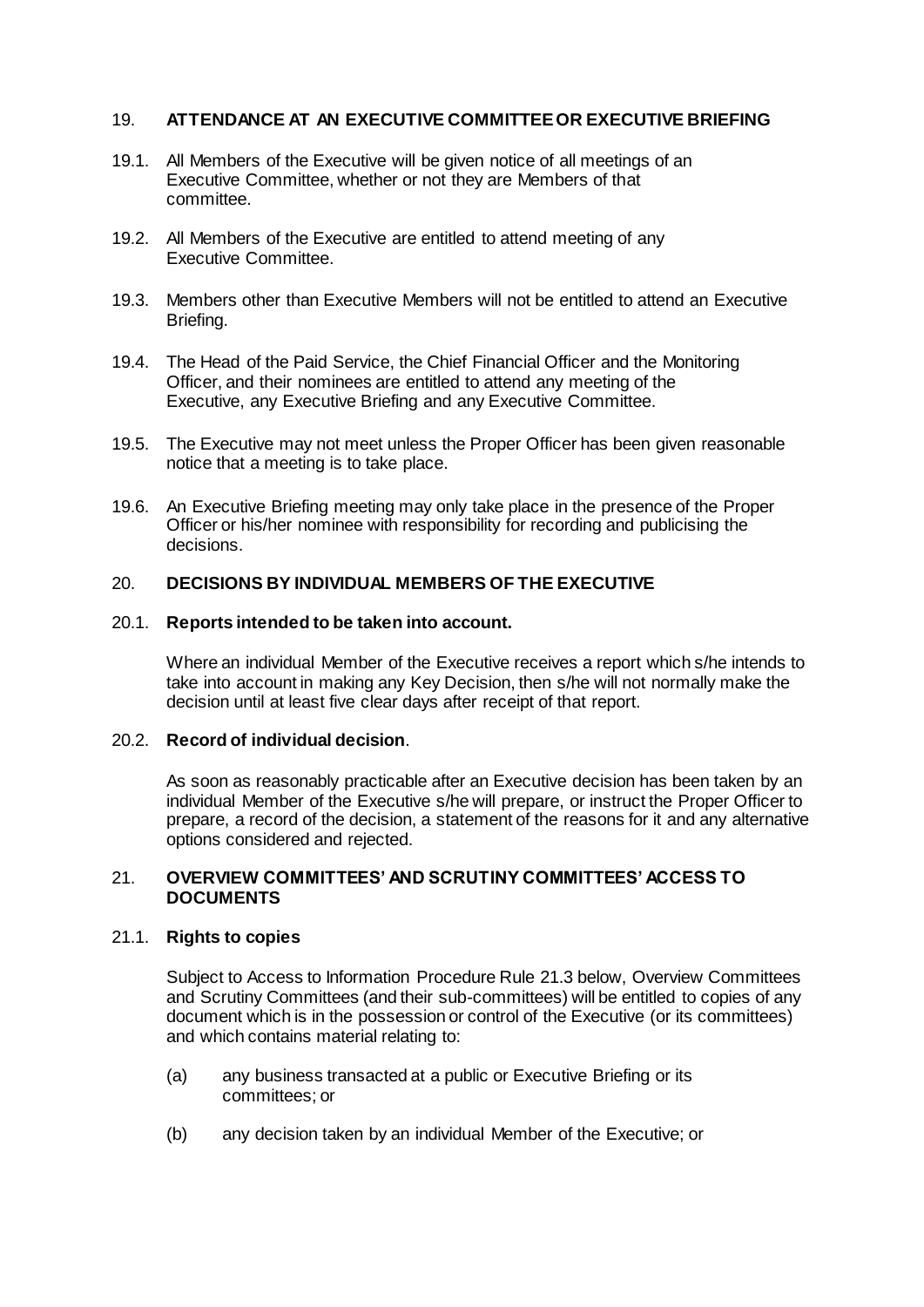## 19. ATTENDANCE AT AN EXECUTIVE COMMITTEE OR EXECUTIVE BRIEFING

19.1. All Members of the Executive will be given notice of all meetings of an Executive Committee, whether or not they are Members of that committee.

19.2. All Members of the Executive are entitled to attend meeting of any Executive Committee.

19.3. Members other than Executive Members will not be entitled to attend an Executive Briefing.

19.4. The Head of the Paid Service, the Chief Financial Officer and the Monitoring Officer, and their nominees are entitled to attend any meeting of the Executive, any Executive Briefing and any Executive Committee.

19.5. The Executive may not meet unless the Proper Officer has been given reasonable notice that a meeting is to take place.

19.6. An Executive Briefing meeting may only take place in the presence of the Proper Officer or his/her nominee with responsibility for recording and publicising the decisions.

## 20. DECISIONS BY INDIVIDUAL MEMBERS OF THE EXECUTIVE

### 20.1. Reports intended to be taken into account.

Where an individual Member of the Executive receives a report which s/he intends to take into account in making any Key Decision, then s/he will not normally make the decision until at least five clear days after receipt of that report.

### 20.2. Record of individual decision.

As soon as reasonably practicable after an Executive decision has been taken by an individual Member of the Executive s/he will prepare, or instruct the Proper Officer to prepare, a record of the decision, a statement of the reasons for it and any alternative options considered and rejected.

## 21. OVERVIEW COMMITTEES' AND SCRUTINY COMMITTEES' ACCESS TO DOCUMENTS

### 21.1. Rights to copies

Subject to Access to Information Procedure Rule 21.3 below, Overview Committees and Scrutiny Committees (and their sub-committees) will be entitled to copies of any document which is in the possession or control of the Executive (or its committees) and which contains material relating to:

(a) any business transacted at a public or Executive Briefing or its committees; or

(b) any decision taken by an individual Member of the Executive; or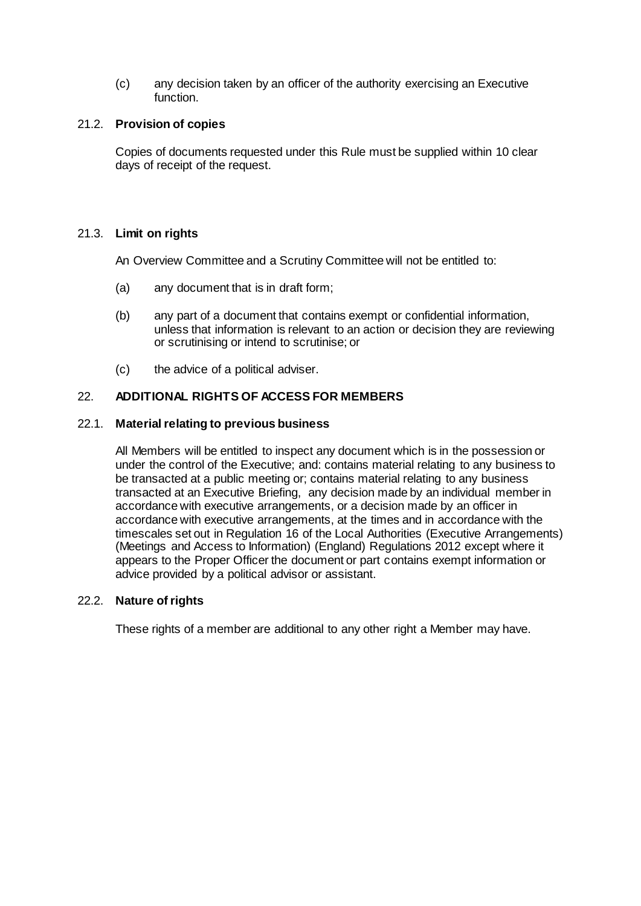(c) any decision taken by an officer of the authority exercising an Executive function.

### 21.2. Provision of copies

Copies of documents requested under this Rule must be supplied within 10 clear days of receipt of the request.

### 21.3. Limit on rights

An Overview Committee and a Scrutiny Committee will not be entitled to:

(a) any document that is in draft form;

(b) any part of a document that contains exempt or confidential information, unless that information is relevant to an action or decision they are reviewing or scrutinising or intend to scrutinise; or

(c) the advice of a political adviser.

## 22. ADDITIONAL RIGHTS OF ACCESS FOR MEMBERS

### 22.1. Material relating to previous business

All Members will be entitled to inspect any document which is in the possession or under the control of the Executive; and: contains material relating to any business to be transacted at a public meeting or; contains material relating to any business transacted at an Executive Briefing, any decision made by an individual member in accordance with executive arrangements, or a decision made by an officer in accordance with executive arrangements, at the times and in accordance with the timescales set out in Regulation 16 of the Local Authorities (Executive Arrangements) (Meetings and Access to Information) (England) Regulations 2012 except where it appears to the Proper Officer the document or part contains exempt information or advice provided by a political advisor or assistant.

### 22.2. Nature of rights

These rights of a member are additional to any other right a Member may have.